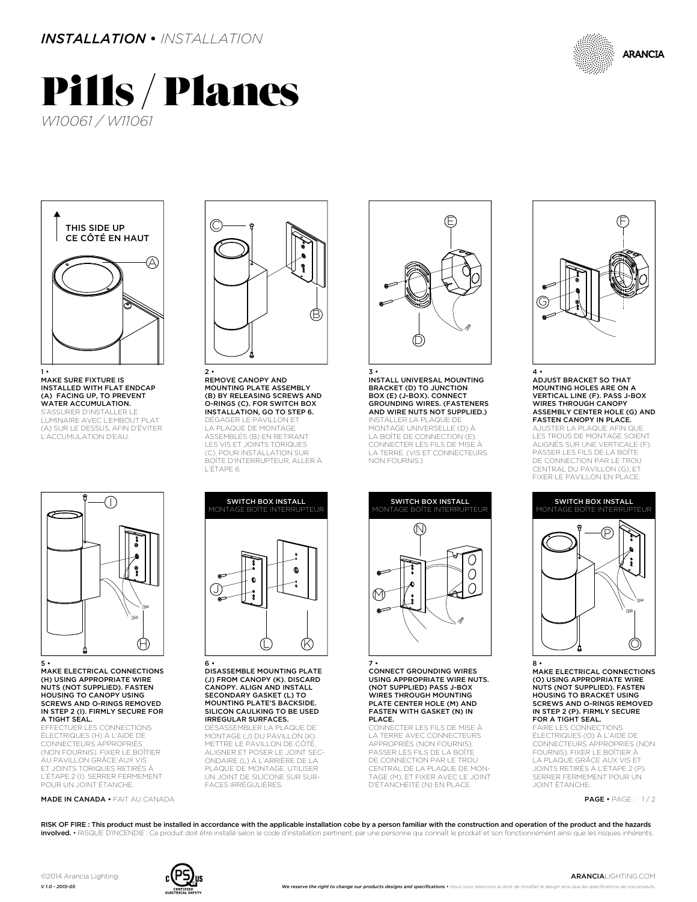*INSTALLATION* • *INSTALLATION*

ARANCIA

# Pills / Planes

*W10061 / W11061*

THIS SIDE UP
CE CÔTÉ EN HAUT

**1 •**
**MAKE SURE FIXTURE IS INSTALLED WITH FLAT ENDCAP (A) FACING UP, TO PREVENT WATER ACCUMULATION.**
S'ASSURER D'INSTALLER LE LUMINAIRE AVEC L'EMBOUT PLAT (A) SUR LE DESSUS, AFIN D'ÉVITER L'ACCUMULATION D'EAU.

**2 •**
**REMOVE CANOPY AND MOUNTING PLATE ASSEMBLY (B) BY RELEASING SCREWS AND O-RINGS (C). FOR SWITCH BOX INSTALLATION, GO TO STEP 6.**
DÉGAGER LE PAVILLON ET LA PLAQUE DE MONTAGE ASSEMBLÉS (B) EN RETIRANT LES VIS ET JOINTS TORIQUES (C). POUR INSTALLATION SUR BOÎTE D'INTERRUPTEUR, ALLER À L'ÉTAPE 6.

**3 •**
**INSTALL UNIVERSAL MOUNTING BRACKET (D) TO JUNCTION BOX (E) (J-BOX). CONNECT GROUNDING WIRES. (FASTENERS AND WIRE NUTS NOT SUPPLIED.)**
INSTALLER LA PLAQUE DE MONTAGE UNIVERSELLE (D) À LA BOÎTE DE CONNECTION (E). CONNECTER LES FILS DE MISE À LA TERRE. (VIS ET CONNECTEURS NON FOURNIS.)

**4 •**
**ADJUST BRACKET SO THAT MOUNTING HOLES ARE ON A VERTICAL LINE (F). PASS J-BOX WIRES THROUGH CANOPY ASSEMBLY CENTER HOLE (G) AND FASTEN CANOPY IN PLACE.**
AJUSTER LA PLAQUE AFIN QUE LES TROUS DE MONTAGE SOIENT ALIGNÉS SUR UNE VERTICALE (F). PASSER LES FILS DE LA BOÎTE DE CONNECTION PAR LE TROU CENTRAL DU PAVILLON (G), ET FIXER LE PAVILLON EN PLACE.

**5 •**
**MAKE ELECTRICAL CONNECTIONS (H) USING APPROPRIATE WIRE NUTS (NOT SUPPLIED). FASTEN HOUSING TO CANOPY USING SCREWS AND O-RINGS REMOVED IN STEP 2 (I). FIRMLY SECURE FOR A TIGHT SEAL.**
EFFECTUER LES CONNECTIONS ÉLECTRIQUES (H) À L'AIDE DE CONNECTEURS APPROPRIÉS (NON FOURNIS). FIXER LE BOÎTIER AU PAVILLON GRÂCE AUX VIS ET JOINTS TORIQUES RETIRÉS À L'ÉTAPE 2 (I). SERRER FERMEMENT POUR UN JOINT ÉTANCHE.

**SWITCH BOX INSTALL**
MONTAGE BOÎTE INTERRUPTEUR

**6 •**
**DISASSEMBLE MOUNTING PLATE (J) FROM CANOPY (K). DISCARD CANOPY. ALIGN AND INSTALL SECONDARY GASKET (L) TO MOUNTING PLATE'S BACKSIDE. SILICON CAULKING TO BE USED IRREGULAR SURFACES.**
DÉSASSEMBLER LA PLAQUE DE MONTAGE (J) DU PAVILLON (K). METTRE LE PAVILLON DE CÔTÉ. ALIGNER ET POSER LE JOINT SECONDAIRE (L) À L'ARRIÈRE DE LA PLAQUE DE MONTAGE. UTILISER UN JOINT DE SILICONE SUR SURFACES IRRÉGULIÈRES.

**SWITCH BOX INSTALL**
MONTAGE BOÎTE INTERRUPTEUR

**7 •**
**CONNECT GROUNDING WIRES USING APPROPRIATE WIRE NUTS. (NOT SUPPLIED) PASS J-BOX WIRES THROUGH MOUNTING PLATE CENTER HOLE (M) AND FASTEN WITH GASKET (N) IN PLACE.**
CONNECTER LES FILS DE MISE À LA TERRE AVEC CONNECTEURS APPROPRIÉS (NON FOURNIS). PASSER LES FILS DE LA BOÎTE DE CONNECTION PAR LE TROU CENTRAL DE LA PLAQUE DE MONTAGE (M), ET FIXER AVEC LE JOINT D'ÉTANCHÉITÉ (N) EN PLACE.

**SWITCH BOX INSTALL**
MONTAGE BOÎTE INTERRUPTEUR

**8 •**
**MAKE ELECTRICAL CONNECTIONS (O) USING APPROPRIATE WIRE NUTS (NOT SUPPLIED). FASTEN HOUSING TO BRACKET USING SCREWS AND O-RINGS REMOVED IN STEP 2 (P). FIRMLY SECURE FOR A TIGHT SEAL.**
FAIRE LES CONNECTIONS ÉLECTRIQUES (O) À L'AIDE DE CONNECTEURS APPROPRIÉS (NON FOURNIS). FIXER LE BOÎTIER À LA PLAQUE GRÂCE AUX VIS ET JOINTS RETIRÉS À L'ÉTAPE 2 (P). SERRER FERMEMENT POUR UN JOINT ÉTANCHE.

**MADE IN CANADA** • FAIT AU CANADA

**RISK OF FIRE : This product must be installed in accordance with the applicable installation cobe by a person familiar with the construction and operation of the product and the hazards involved.** • RISQUE D'INCENDIE : Ce produit doit être installé selon le code d'installation pertinent, par une personne qui connaît le produit et son fonctionnement ainsi que les risques inhérents.

©2014 Arancia Lighting
*V 1.0 - 2015-05*

CERTIFIED ELECTRICAL SAFETY

***We reserve the right to change our products designs and specifications*** • *Nous nous réservons le droit de modifier le design ainsi que les spécifications de nos produits.*

ARANCIALIGHTING.COM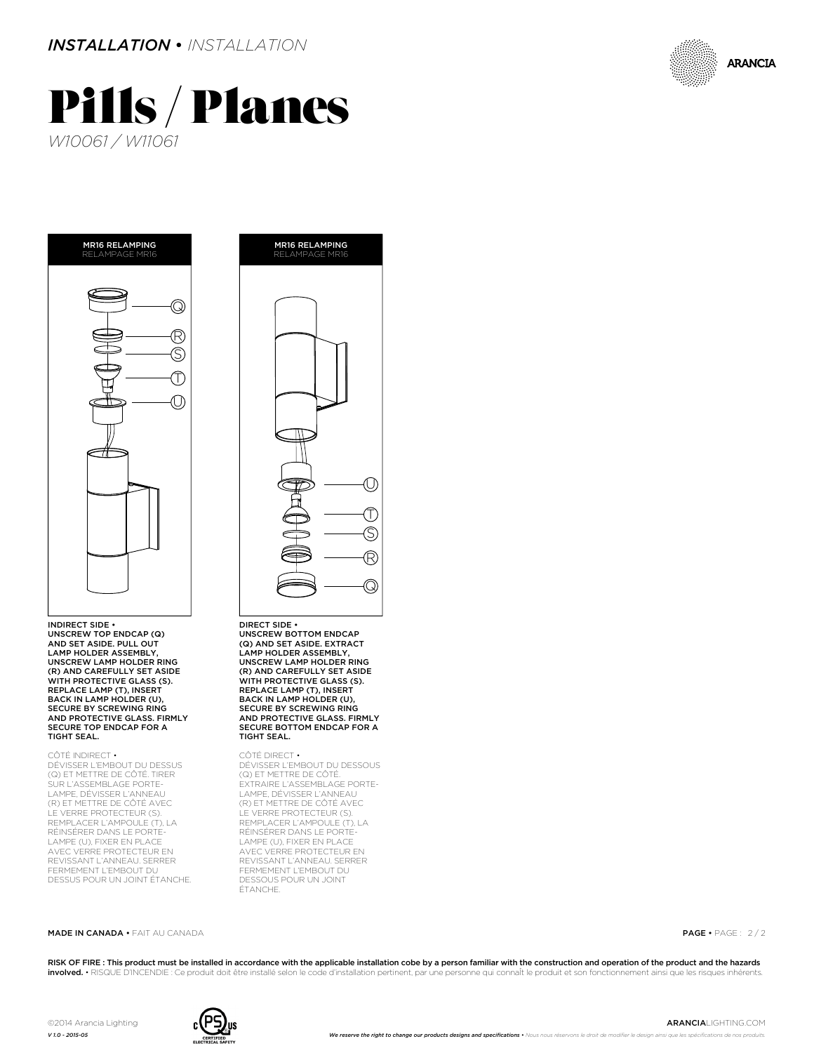*INSTALLATION* • *INSTALLATION*

# Pills / Planes

*W10061 / W11061*

### MR16 RELAMPING
RELAMPAGE MR16

Q
R
S
T
U

INDIRECT SIDE • UNSCREW TOP ENDCAP (Q) AND SET ASIDE. PULL OUT LAMP HOLDER ASSEMBLY, UNSCREW LAMP HOLDER RING (R) AND CAREFULLY SET ASIDE WITH PROTECTIVE GLASS (S). REPLACE LAMP (T), INSERT BACK IN LAMP HOLDER (U), SECURE BY SCREWING RING AND PROTECTIVE GLASS. FIRMLY SECURE TOP ENDCAP FOR A TIGHT SEAL.

CÔTÉ INDIRECT • DÉVISSER L'EMBOUT DU DESSUS (Q) ET METTRE DE CÔTÉ. TIRER SUR L'ASSEMBLAGE PORTE-LAMPE, DÉVISSER L'ANNEAU (R) ET METTRE DE CÔTÉ AVEC LE VERRE PROTECTEUR (S). REMPLACER L'AMPOULE (T), LA RÉINSÉRER DANS LE PORTE-LAMPE (U), FIXER EN PLACE AVEC VERRE PROTECTEUR EN REVISSANT L'ANNEAU. SERRER FERMEMENT L'EMBOUT DU DESSUS POUR UN JOINT ÉTANCHE.

### MR16 RELAMPING
RELAMPAGE MR16

U
T
S
R
Q

DIRECT SIDE • UNSCREW BOTTOM ENDCAP (Q) AND SET ASIDE. EXTRACT LAMP HOLDER ASSEMBLY, UNSCREW LAMP HOLDER RING (R) AND CAREFULLY SET ASIDE WITH PROTECTIVE GLASS (S). REPLACE LAMP (T), INSERT BACK IN LAMP HOLDER (U), SECURE BY SCREWING RING AND PROTECTIVE GLASS. FIRMLY SECURE BOTTOM ENDCAP FOR A TIGHT SEAL.

CÔTÉ DIRECT • DÉVISSER L'EMBOUT DU DESSOUS (Q) ET METTRE DE CÔTÉ. EXTRAIRE L'ASSEMBLAGE PORTE-LAMPE, DÉVISSER L'ANNEAU (R) ET METTRE DE CÔTÉ AVEC LE VERRE PROTECTEUR (S). REMPLACER L'AMPOULE (T), LA RÉINSÉRER DANS LE PORTE-LAMPE (U), FIXER EN PLACE AVEC VERRE PROTECTEUR EN REVISSANT L'ANNEAU. SERRER FERMEMENT L'EMBOUT DU DESSOUS POUR UN JOINT ÉTANCHE.

**MADE IN CANADA** • FAIT AU CANADA

**RISK OF FIRE : This product must be installed in accordance with the applicable installation cobe by a person familiar with the construction and operation of the product and the hazards involved.** • RISQUE D'INCENDIE : Ce produit doit être installé selon le code d'installation pertinent, par une personne qui connaît le produit et son fonctionnement ainsi que les risques inhérents.

©2014 Arancia Lighting
*V 1.0 - 2015-05*

CERTIFIED ELECTRICAL SAFETY

ARANCIALIGHTING.COM

*We reserve the right to change our products designs and specifications* • *Nous nous réservons le droit de modifier le design ainsi que les spécifications de nos produits.*